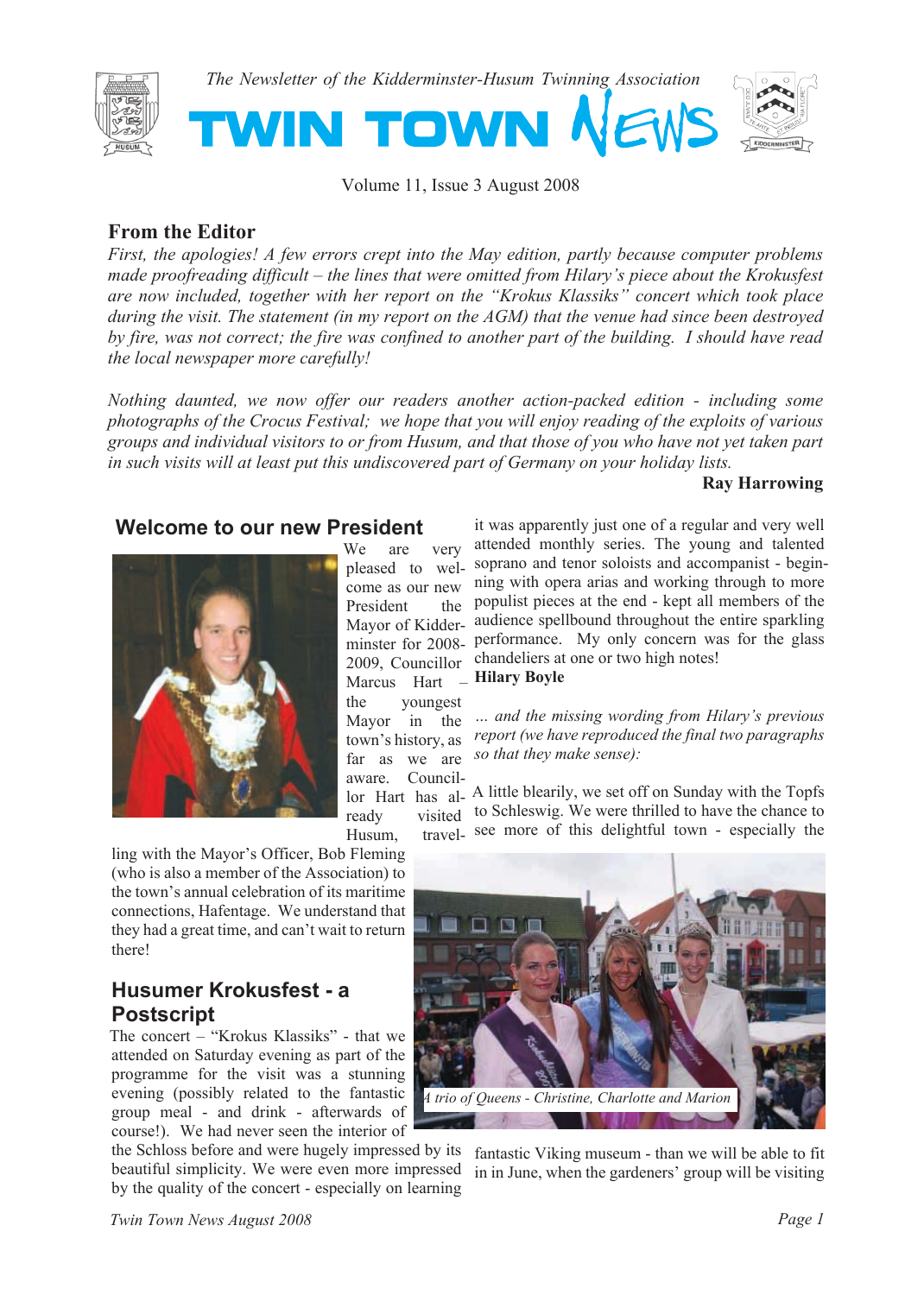*The Newsletter of the Kidderminster-Husum Twinning Association*

# TWIN TOWN NEWS

Volume 11, Issue 3 August 2008

## From the Editor

*First, the apologies! A few errors crept into the May edition, partly because computer problems made proofreading difficult – the lines that were omitted from Hilary's piece about the Krokusfest are now included, together with her report on the "Krokus Klassiks" concert which took place during the visit. The statement (in my report on the AGM) that the venue had since been destroyed by fire, was not correct; the fire was confined to another part of the building. I should have read the local newspaper more carefully!*

*Nothing daunted, we now offer our readers another action-packed edition - including some photographs of the Crocus Festival; we hope that you will enjoy reading of the exploits of various groups and individual visitors to or from Husum, and that those of you who have not yet taken part in such visits will at least put this undiscovered part of Germany on your holiday lists.*

**Ray Harrowing**

## Welcome to our new President

We are very pleased to welcome as our new President the Mayor of Kidderminster for 2008-2009, Councillor Marcus Hart – the youngest Mayor in the town's history, as far as we are aware. Councillor Hart has already visited Husum, travelling with the Mayor's Officer, Bob Fleming (who is also a member of the Association) to the town's annual celebration of its maritime connections, Hafentage. We understand that they had a great time, and can't wait to return there!

## Husumer Krokusfest - a Postscript

The concert – "Krokus Klassiks" - that we attended on Saturday evening as part of the programme for the visit was a stunning evening (possibly related to the fantastic group meal - and drink - afterwards of course!). We had never seen the interior of the Schloss before and were hugely impressed by its beautiful simplicity. We were even more impressed by the quality of the concert - especially on learning it was apparently just one of a regular and very well attended monthly series. The young and talented soprano and tenor soloists and accompanist - beginning with opera arias and working through to more populist pieces at the end - kept all members of the audience spellbound throughout the entire sparkling performance. My only concern was for the glass chandeliers at one or two high notes!

**Hilary Boyle**

*... and the missing wording from Hilary's previous report (we have reproduced the final two paragraphs so that they make sense):*

A little blearily, we set off on Sunday with the Topfs to Schleswig. We were thrilled to have the chance to see more of this delightful town - especially the fantastic Viking museum - than we will be able to fit in in June, when the gardeners' group will be visiting

A trio of Queens - Christine, Charlotte and Marion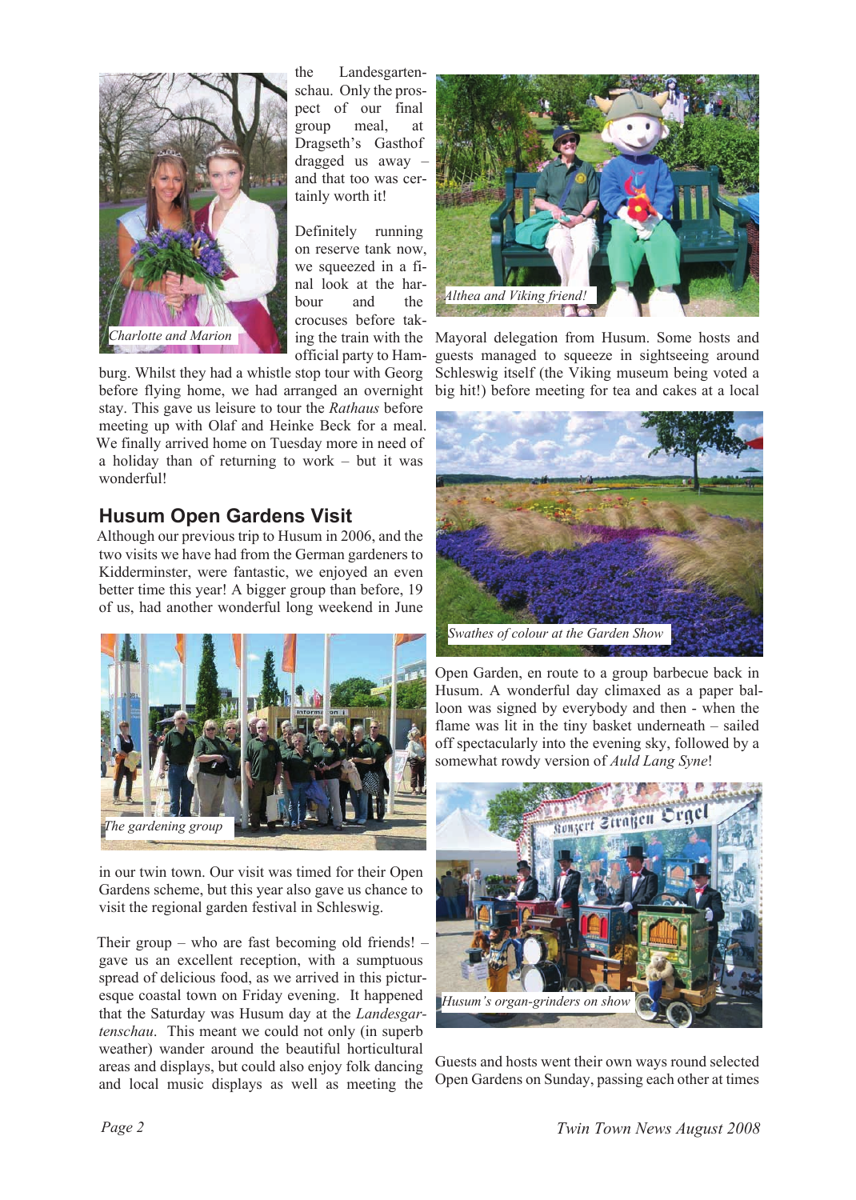the Landesgartenschau. Only the prospect of our final group meal, at Dragseth's Gasthof dragged us away – and that too was certainly worth it!

Definitely running on reserve tank now, we squeezed in a final look at the harbour and the crocuses before taking the train with the official party to Hamburg. Whilst they had a whistle stop tour with Georg before flying home, we had arranged an overnight stay. This gave us leisure to tour the *Rathaus* before meeting up with Olaf and Heinke Beck for a meal. We finally arrived home on Tuesday more in need of a holiday than of returning to work – but it was wonderful!

*Charlotte and Marion*

*Althea and Viking friend!*

## Husum Open Gardens Visit

Although our previous trip to Husum in 2006, and the two visits we have had from the German gardeners to Kidderminster, were fantastic, we enjoyed an even better time this year! A bigger group than before, 19 of us, had another wonderful long weekend in June in our twin town. Our visit was timed for their Open Gardens scheme, but this year also gave us chance to visit the regional garden festival in Schleswig.

*The gardening group*

Their group – who are fast becoming old friends! – gave us an excellent reception, with a sumptuous spread of delicious food, as we arrived in this picturesque coastal town on Friday evening. It happened that the Saturday was Husum day at the *Landesgartenschau*. This meant we could not only (in superb weather) wander around the beautiful horticultural areas and displays, but could also enjoy folk dancing and local music displays as well as meeting the Mayoral delegation from Husum. Some hosts and guests managed to squeeze in sightseeing around Schleswig itself (the Viking museum being voted a big hit!) before meeting for tea and cakes at a local Open Garden, en route to a group barbecue back in Husum. A wonderful day climaxed as a paper balloon was signed by everybody and then - when the flame was lit in the tiny basket underneath – sailed off spectacularly into the evening sky, followed by a somewhat rowdy version of *Auld Lang Syne*!

*Swathes of colour at the Garden Show*

*Husum's organ-grinders on show*

Guests and hosts went their own ways round selected Open Gardens on Sunday, passing each other at times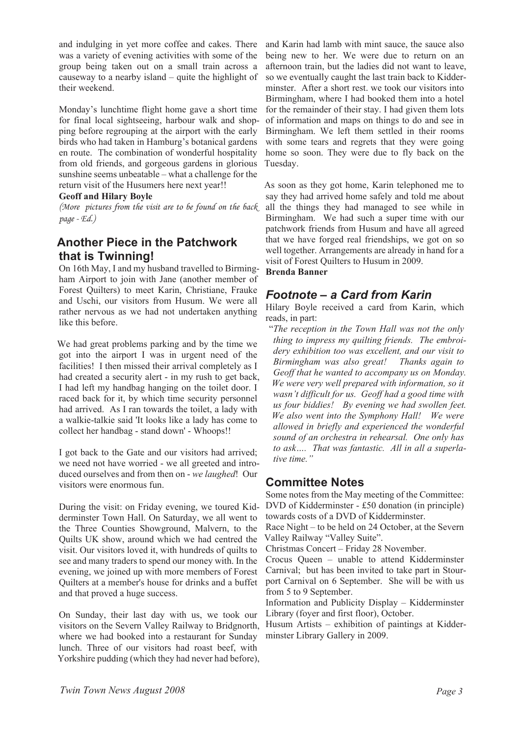and indulging in yet more coffee and cakes. There was a variety of evening activities with some of the group being taken out on a small train across a causeway to a nearby island – quite the highlight of their weekend.

Monday's lunchtime flight home gave a short time for final local sightseeing, harbour walk and shopping before regrouping at the airport with the early birds who had taken in Hamburg's botanical gardens en route. The combination of wonderful hospitality from old friends, and gorgeous gardens in glorious sunshine seems unbeatable – what a challenge for the return visit of the Husumers here next year!!

**Geoff and Hilary Boyle**

*(More pictures from the visit are to be found on the back page - Ed.)*

## Another Piece in the Patchwork that is Twinning!

On 16th May, I and my husband travelled to Birmingham Airport to join with Jane (another member of Forest Quilters) to meet Karin, Christiane, Frauke and Uschi, our visitors from Husum. We were all rather nervous as we had not undertaken anything like this before.

We had great problems parking and by the time we got into the airport I was in urgent need of the facilities! I then missed their arrival completely as I had created a security alert - in my rush to get back, I had left my handbag hanging on the toilet door. I raced back for it, by which time security personnel had arrived. As I ran towards the toilet, a lady with a walkie-talkie said 'It looks like a lady has come to collect her handbag - stand down' - Whoops!!

I got back to the Gate and our visitors had arrived; we need not have worried - we all greeted and introduced ourselves and from then on - *we laughed*! Our visitors were enormous fun.

During the visit: on Friday evening, we toured Kidderminster Town Hall. On Saturday, we all went to the Three Counties Showground, Malvern, to the Quilts UK show, around which we had centred the visit. Our visitors loved it, with hundreds of quilts to see and many traders to spend our money with. In the evening, we joined up with more members of Forest Quilters at a member's house for drinks and a buffet and that proved a huge success.

On Sunday, their last day with us, we took our visitors on the Severn Valley Railway to Bridgnorth, where we had booked into a restaurant for Sunday lunch. Three of our visitors had roast beef, with Yorkshire pudding (which they had never had before), and Karin had lamb with mint sauce, the sauce also being new to her. We were due to return on an afternoon train, but the ladies did not want to leave, so we eventually caught the last train back to Kidderminster. After a short rest. we took our visitors into Birmingham, where I had booked them into a hotel for the remainder of their stay. I had given them lots of information and maps on things to do and see in Birmingham. We left them settled in their rooms with some tears and regrets that they were going home so soon. They were due to fly back on the Tuesday.

As soon as they got home, Karin telephoned me to say they had arrived home safely and told me about all the things they had managed to see while in Birmingham. We had such a super time with our patchwork friends from Husum and have all agreed that we have forged real friendships, we got on so well together. Arrangements are already in hand for a visit of Forest Quilters to Husum in 2009.

**Brenda Banner**

## *Footnote – a Card from Karin*

Hilary Boyle received a card from Karin, which reads, in part:

"*The reception in the Town Hall was not the only thing to impress my quilting friends. The embroidery exhibition too was excellent, and our visit to Birmingham was also great! Thanks again to Geoff that he wanted to accompany us on Monday. We were very well prepared with information, so it wasn't difficult for us. Geoff had a good time with us four biddies! By evening we had swollen feet. We also went into the Symphony Hall! We were allowed in briefly and experienced the wonderful sound of an orchestra in rehearsal. One only has to ask…. That was fantastic. All in all a superlative time.*"

## Committee Notes

Some notes from the May meeting of the Committee:

DVD of Kidderminster - £50 donation (in principle) towards costs of a DVD of Kidderminster.

Race Night – to be held on 24 October, at the Severn Valley Railway "Valley Suite".

Christmas Concert – Friday 28 November.

Crocus Queen – unable to attend Kidderminster Carnival; but has been invited to take part in Stourport Carnival on 6 September. She will be with us from 5 to 9 September.

Information and Publicity Display – Kidderminster Library (foyer and first floor), October.

Husum Artists – exhibition of paintings at Kidderminster Library Gallery in 2009.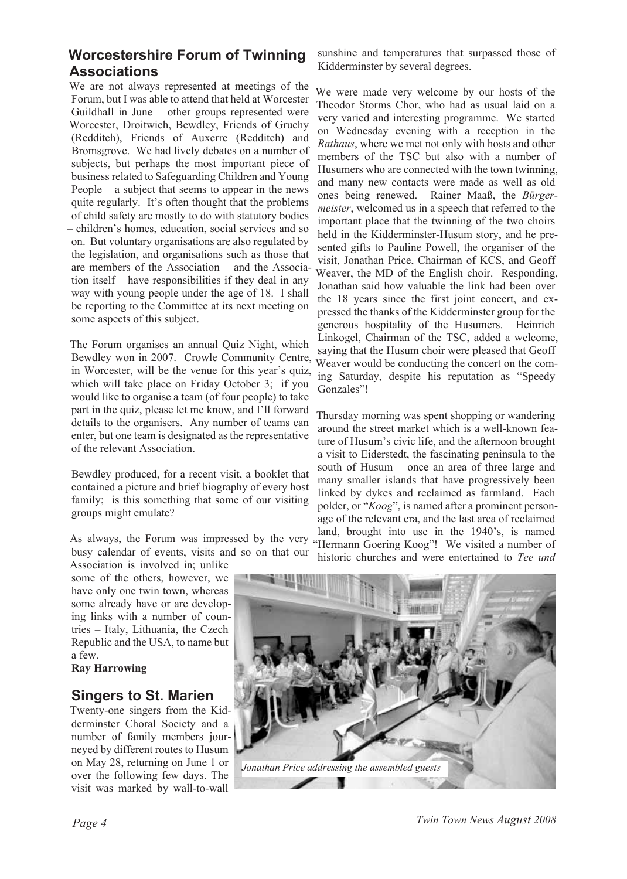## Worcestershire Forum of Twinning Associations

We are not always represented at meetings of the Forum, but I was able to attend that held at Worcester Guildhall in June – other groups represented were Worcester, Droitwich, Bewdley, Friends of Gruchy (Redditch), Friends of Auxerre (Redditch) and Bromsgrove. We had lively debates on a number of subjects, but perhaps the most important piece of business related to Safeguarding Children and Young People – a subject that seems to appear in the news quite regularly. It's often thought that the problems of child safety are mostly to do with statutory bodies – children's homes, education, social services and so on. But voluntary organisations are also regulated by the legislation, and organisations such as those that are members of the Association – and the Association itself – have responsibilities if they deal in any way with young people under the age of 18. I shall be reporting to the Committee at its next meeting on some aspects of this subject.

The Forum organises an annual Quiz Night, which Bewdley won in 2007. Crowle Community Centre, in Worcester, will be the venue for this year's quiz, which will take place on Friday October 3; if you would like to organise a team (of four people) to take part in the quiz, please let me know, and I'll forward details to the organisers. Any number of teams can enter, but one team is designated as the representative of the relevant Association.

Bewdley produced, for a recent visit, a booklet that contained a picture and brief biography of every host family; is this something that some of our visiting groups might emulate?

As always, the Forum was impressed by the very busy calendar of events, visits and so on that our Association is involved in; unlike some of the others, however, we have only one twin town, whereas some already have or are developing links with a number of countries – Italy, Lithuania, the Czech Republic and the USA, to name but a few.

**Ray Harrowing**

## Singers to St. Marien

Twenty-one singers from the Kidderminster Choral Society and a number of family members journeyed by different routes to Husum on May 28, returning on June 1 or over the following few days. The visit was marked by wall-to-wall sunshine and temperatures that surpassed those of Kidderminster by several degrees.

We were made very welcome by our hosts of the Theodor Storms Chor, who had as usual laid on a very varied and interesting programme. We started on Wednesday evening with a reception in the *Rathaus*, where we met not only with hosts and other members of the TSC but also with a number of Husumers who are connected with the town twinning, and many new contacts were made as well as old ones being renewed. Rainer Maaß, the *Bürgermeister*, welcomed us in a speech that referred to the important place that the twinning of the two choirs held in the Kidderminster-Husum story, and he presented gifts to Pauline Powell, the organiser of the visit, Jonathan Price, Chairman of KCS, and Geoff Weaver, the MD of the English choir. Responding, Jonathan said how valuable the link had been over the 18 years since the first joint concert, and expressed the thanks of the Kidderminster group for the generous hospitality of the Husumers. Heinrich Linkogel, Chairman of the TSC, added a welcome, saying that the Husum choir were pleased that Geoff Weaver would be conducting the concert on the coming Saturday, despite his reputation as "Speedy Gonzales"!

Thursday morning was spent shopping or wandering around the street market which is a well-known feature of Husum's civic life, and the afternoon brought a visit to Eiderstedt, the fascinating peninsula to the south of Husum – once an area of three large and many smaller islands that have progressively been linked by dykes and reclaimed as farmland. Each polder, or "*Koog*", is named after a prominent personage of the relevant era, and the last area of reclaimed land, brought into use in the 1940's, is named "Hermann Goering Koog"! We visited a number of historic churches and were entertained to *Tee und*

*Jonathan Price addressing the assembled guests*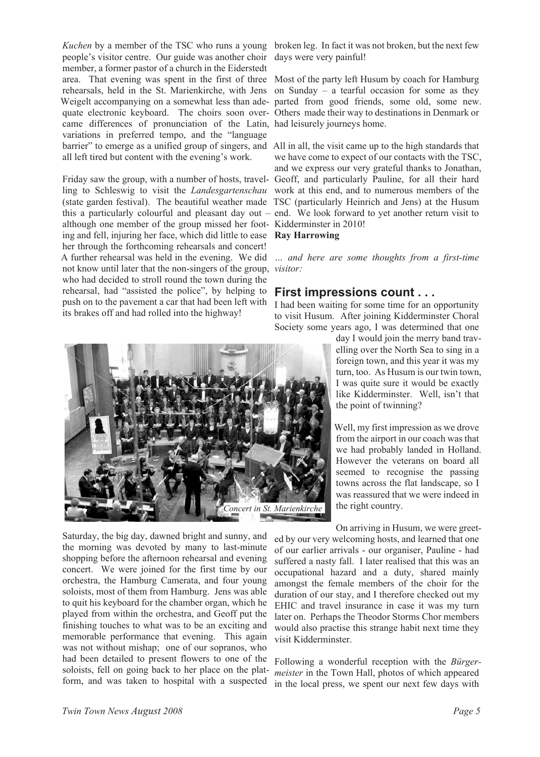*Kuchen* by a member of the TSC who runs a young people's visitor centre. Our guide was another choir member, a former pastor of a church in the Eiderstedt area. That evening was spent in the first of three rehearsals, held in the St. Marienkirche, with Jens Weigelt accompanying on a somewhat less than adequate electronic keyboard. The choirs soon overcame differences of pronunciation of the Latin, variations in preferred tempo, and the "language barrier" to emerge as a unified group of singers, and all left tired but content with the evening's work.

Friday saw the group, with a number of hosts, travelling to Schleswig to visit the *Landesgartenschau* (state garden festival). The beautiful weather made this a particularly colourful and pleasant day out – although one member of the group missed her footing and fell, injuring her face, which did little to ease her through the forthcoming rehearsals and concert! A further rehearsal was held in the evening. We did not know until later that the non-singers of the group, who had decided to stroll round the town during the rehearsal, had "assisted the police", by helping to push on to the pavement a car that had been left with its brakes off and had rolled into the highway!

*Concert in St. Marienkirche*

Saturday, the big day, dawned bright and sunny, and the morning was devoted by many to last-minute shopping before the afternoon rehearsal and evening concert. We were joined for the first time by our orchestra, the Hamburg Camerata, and four young soloists, most of them from Hamburg. Jens was able to quit his keyboard for the chamber organ, which he played from within the orchestra, and Geoff put the finishing touches to what was to be an exciting and memorable performance that evening. This again was not without mishap; one of our sopranos, who had been detailed to present flowers to one of the soloists, fell on going back to her place on the platform, and was taken to hospital with a suspected broken leg. In fact it was not broken, but the next few days were very painful!

Most of the party left Husum by coach for Hamburg on Sunday – a tearful occasion for some as they parted from good friends, some old, some new. Others made their way to destinations in Denmark or had leisurely journeys home.

All in all, the visit came up to the high standards that we have come to expect of our contacts with the TSC, and we express our very grateful thanks to Jonathan, Geoff, and particularly Pauline, for all their hard work at this end, and to numerous members of the TSC (particularly Heinrich and Jens) at the Husum end. We look forward to yet another return visit to Kidderminster in 2010!

**Ray Harrowing**

*... and here are some thoughts from a first-time visitor:*

## First impressions count . . .

I had been waiting for some time for an opportunity to visit Husum. After joining Kidderminster Choral Society some years ago, I was determined that one day I would join the merry band travelling over the North Sea to sing in a foreign town, and this year it was my turn, too. As Husum is our twin town, I was quite sure it would be exactly like Kidderminster. Well, isn't that the point of twinning?

Well, my first impression as we drove from the airport in our coach was that we had probably landed in Holland. However the veterans on board all seemed to recognise the passing towns across the flat landscape, so I was reassured that we were indeed in the right country.

On arriving in Husum, we were greeted by our very welcoming hosts, and learned that one of our earlier arrivals - our organiser, Pauline - had suffered a nasty fall. I later realised that this was an occupational hazard and a duty, shared mainly amongst the female members of the choir for the duration of our stay, and I therefore checked out my EHIC and travel insurance in case it was my turn later on. Perhaps the Theodor Storms Chor members would also practise this strange habit next time they visit Kidderminster.

Following a wonderful reception with the *Bürgermeister* in the Town Hall, photos of which appeared in the local press, we spent our next few days with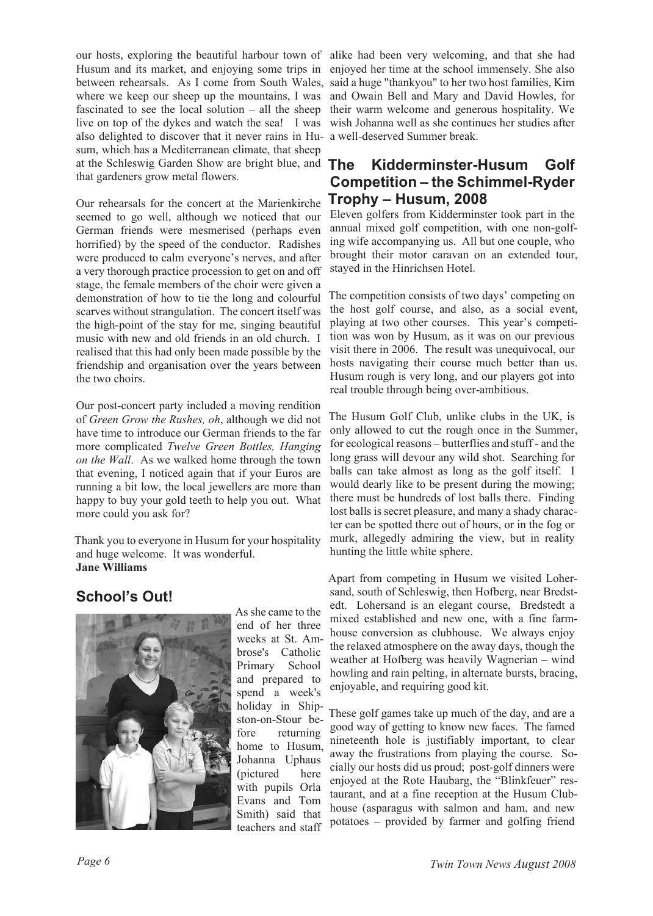our hosts, exploring the beautiful harbour town of Husum and its market, and enjoying some trips in between rehearsals. As I come from South Wales, where we keep our sheep up the mountains, I was fascinated to see the local solution – all the sheep live on top of the dykes and watch the sea! I was also delighted to discover that it never rains in Husum, which has a Mediterranean climate, that sheep at the Schleswig Garden Show are bright blue, and that gardeners grow metal flowers.

Our rehearsals for the concert at the Marienkirche seemed to go well, although we noticed that our German friends were mesmerised (perhaps even horrified) by the speed of the conductor. Radishes were produced to calm everyone's nerves, and after a very thorough practice procession to get on and off stage, the female members of the choir were given a demonstration of how to tie the long and colourful scarves without strangulation. The concert itself was the high-point of the stay for me, singing beautiful music with new and old friends in an old church. I realised that this had only been made possible by the friendship and organisation over the years between the two choirs.

Our post-concert party included a moving rendition of *Green Grow the Rushes, oh*, although we did not have time to introduce our German friends to the far more complicated *Twelve Green Bottles, Hanging on the Wall*. As we walked home through the town that evening, I noticed again that if your Euros are running a bit low, the local jewellers are more than happy to buy your gold teeth to help you out. What more could you ask for?

Thank you to everyone in Husum for your hospitality and huge welcome. It was wonderful.
**Jane Williams**

## School's Out!

As she came to the end of her three weeks at St. Ambrose's Catholic Primary School and prepared to spend a week's holiday in Shipston-on-Stour before returning home to Husum, Johanna Uphaus (pictured here with pupils Orla Evans and Tom Smith) said that teachers and staff alike had been very welcoming, and that she had enjoyed her time at the school immensely. She also said a huge "thankyou" to her two host families, Kim and Owain Bell and Mary and David Howles, for their warm welcome and generous hospitality. We wish Johanna well as she continues her studies after a well-deserved Summer break.

## The Kidderminster-Husum Golf Competition – the Schimmel-Ryder Trophy – Husum, 2008

Eleven golfers from Kidderminster took part in the annual mixed golf competition, with one non-golfing wife accompanying us. All but one couple, who brought their motor caravan on an extended tour, stayed in the Hinrichsen Hotel.

The competition consists of two days' competing on the host golf course, and also, as a social event, playing at two other courses. This year's competition was won by Husum, as it was on our previous visit there in 2006. The result was unequivocal, our hosts navigating their course much better than us. Husum rough is very long, and our players got into real trouble through being over-ambitious.

The Husum Golf Club, unlike clubs in the UK, is only allowed to cut the rough once in the Summer, for ecological reasons – butterflies and stuff - and the long grass will devour any wild shot. Searching for balls can take almost as long as the golf itself. I would dearly like to be present during the mowing; there must be hundreds of lost balls there. Finding lost balls is secret pleasure, and many a shady character can be spotted there out of hours, or in the fog or murk, allegedly admiring the view, but in reality hunting the little white sphere.

Apart from competing in Husum we visited Lohersand, south of Schleswig, then Hofberg, near Bredstedt. Lohersand is an elegant course, Bredstedt a mixed established and new one, with a fine farmhouse conversion as clubhouse. We always enjoy the relaxed atmosphere on the away days, though the weather at Hofberg was heavily Wagnerian – wind howling and rain pelting, in alternate bursts, bracing, enjoyable, and requiring good kit.

These golf games take up much of the day, and are a good way of getting to know new faces. The famed nineteenth hole is justifiably important, to clear away the frustrations from playing the course. Socially our hosts did us proud; post-golf dinners were enjoyed at the Rote Haubarg, the "Blinkfeuer" restaurant, and at a fine reception at the Husum Clubhouse (asparagus with salmon and ham, and new potatoes – provided by farmer and golfing friend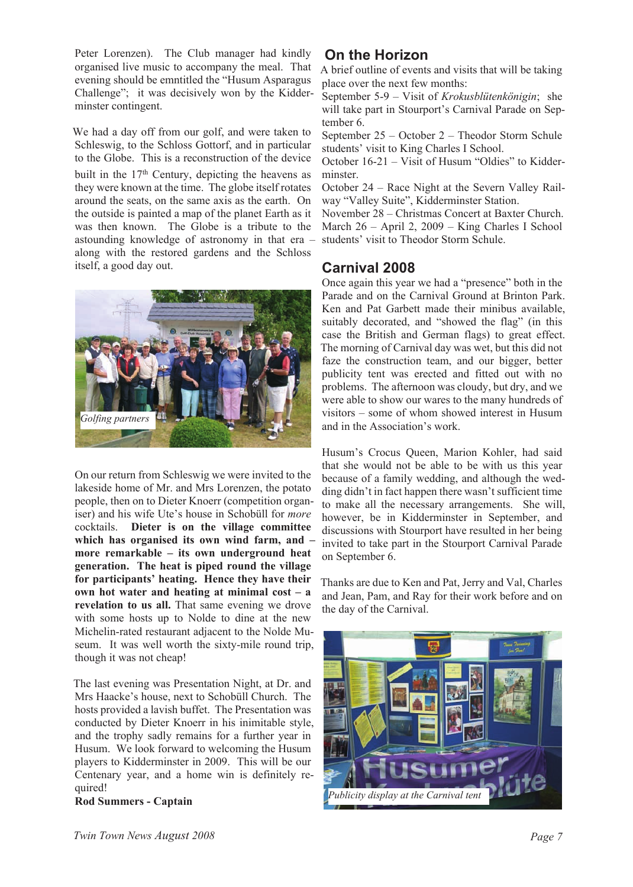Peter Lorenzen). The Club manager had kindly organised live music to accompany the meal. That evening should be emntitled the "Husum Asparagus Challenge"; it was decisively won by the Kidderminster contingent.

We had a day off from our golf, and were taken to Schleswig, to the Schloss Gottorf, and in particular to the Globe. This is a reconstruction of the device built in the 17th Century, depicting the heavens as they were known at the time. The globe itself rotates around the seats, on the same axis as the earth. On the outside is painted a map of the planet Earth as it was then known. The Globe is a tribute to the astounding knowledge of astronomy in that era – along with the restored gardens and the Schloss itself, a good day out.

*Golfing partners*

On our return from Schleswig we were invited to the lakeside home of Mr. and Mrs Lorenzen, the potato people, then on to Dieter Knoerr (competition organiser) and his wife Ute's house in Schobüll for *more* cocktails. **Dieter is on the village committee which has organised its own wind farm, and – more remarkable – its own underground heat generation. The heat is piped round the village for participants' heating. Hence they have their own hot water and heating at minimal cost – a revelation to us all.** That same evening we drove with some hosts up to Nolde to dine at the new Michelin-rated restaurant adjacent to the Nolde Museum. It was well worth the sixty-mile round trip, though it was not cheap!

The last evening was Presentation Night, at Dr. and Mrs Haacke's house, next to Schobüll Church. The hosts provided a lavish buffet. The Presentation was conducted by Dieter Knoerr in his inimitable style, and the trophy sadly remains for a further year in Husum. We look forward to welcoming the Husum players to Kidderminster in 2009. This will be our Centenary year, and a home win is definitely required!

**Rod Summers - Captain**

## On the Horizon

A brief outline of events and visits that will be taking place over the next few months:

September 5-9 – Visit of *Krokusblütenkönigin*; she will take part in Stourport's Carnival Parade on September 6.

September 25 – October 2 – Theodor Storm Schule students' visit to King Charles I School.

October 16-21 – Visit of Husum "Oldies" to Kidderminster.

October 24 – Race Night at the Severn Valley Railway "Valley Suite", Kidderminster Station.

November 28 – Christmas Concert at Baxter Church.

March 26 – April 2, 2009 – King Charles I School students' visit to Theodor Storm Schule.

## Carnival 2008

Once again this year we had a "presence" both in the Parade and on the Carnival Ground at Brinton Park. Ken and Pat Garbett made their minibus available, suitably decorated, and "showed the flag" (in this case the British and German flags) to great effect. The morning of Carnival day was wet, but this did not faze the construction team, and our bigger, better publicity tent was erected and fitted out with no problems. The afternoon was cloudy, but dry, and we were able to show our wares to the many hundreds of visitors – some of whom showed interest in Husum and in the Association's work.

Husum's Crocus Queen, Marion Kohler, had said that she would not be able to be with us this year because of a family wedding, and although the wedding didn't in fact happen there wasn't sufficient time to make all the necessary arrangements. She will, however, be in Kidderminster in September, and discussions with Stourport have resulted in her being invited to take part in the Stourport Carnival Parade on September 6.

Thanks are due to Ken and Pat, Jerry and Val, Charles and Jean, Pam, and Ray for their work before and on the day of the Carnival.

*Publicity display at the Carnival tent*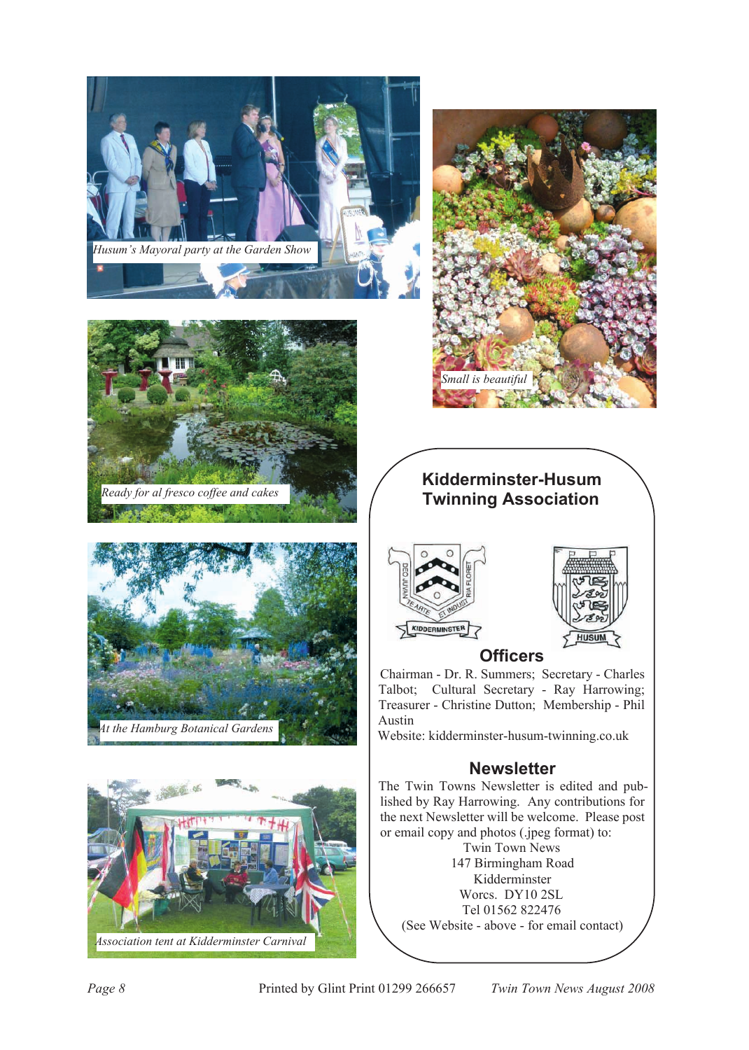*Husum's Mayoral party at the Garden Show*

*Small is beautiful*

*Ready for al fresco coffee and cakes*

*At the Hamburg Botanical Gardens*

*Association tent at Kidderminster Carnival*

## Kidderminster-Husum Twinning Association

### Officers

Chairman - Dr. R. Summers; Secretary - Charles Talbot; Cultural Secretary - Ray Harrowing; Treasurer - Christine Dutton; Membership - Phil Austin

Website: kidderminster-husum-twinning.co.uk

### Newsletter

The Twin Towns Newsletter is edited and published by Ray Harrowing. Any contributions for the next Newsletter will be welcome. Please post or email copy and photos (.jpeg format) to:

Twin Town News
147 Birmingham Road
Kidderminster
Worcs. DY10 2SL
Tel 01562 822476
(See Website - above - for email contact)

Printed by Glint Print 01299 266657